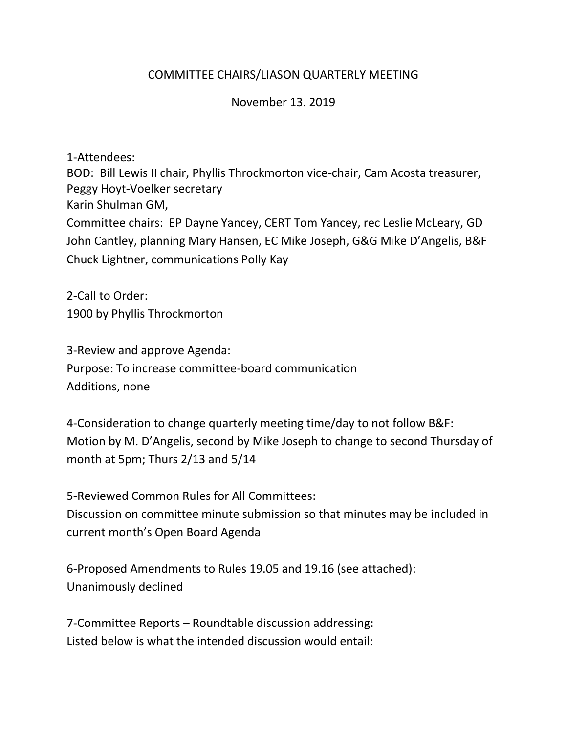# COMMITTEE CHAIRS/LIASON QUARTERLY MEETING

November 13. 2019

1-Attendees:
BOD: Bill Lewis II chair, Phyllis Throckmorton vice-chair, Cam Acosta treasurer, Peggy Hoyt-Voelker secretary
Karin Shulman GM,
Committee chairs: EP Dayne Yancey, CERT Tom Yancey, rec Leslie McLeary, GD John Cantley, planning Mary Hansen, EC Mike Joseph, G&G Mike D'Angelis, B&F Chuck Lightner, communications Polly Kay

2-Call to Order:
1900 by Phyllis Throckmorton

3-Review and approve Agenda:
Purpose: To increase committee-board communication
Additions, none

4-Consideration to change quarterly meeting time/day to not follow B&F:
Motion by M. D'Angelis, second by Mike Joseph to change to second Thursday of month at 5pm; Thurs 2/13 and 5/14

5-Reviewed Common Rules for All Committees:
Discussion on committee minute submission so that minutes may be included in current month's Open Board Agenda

6-Proposed Amendments to Rules 19.05 and 19.16 (see attached):
Unanimously declined

7-Committee Reports – Roundtable discussion addressing:
Listed below is what the intended discussion would entail: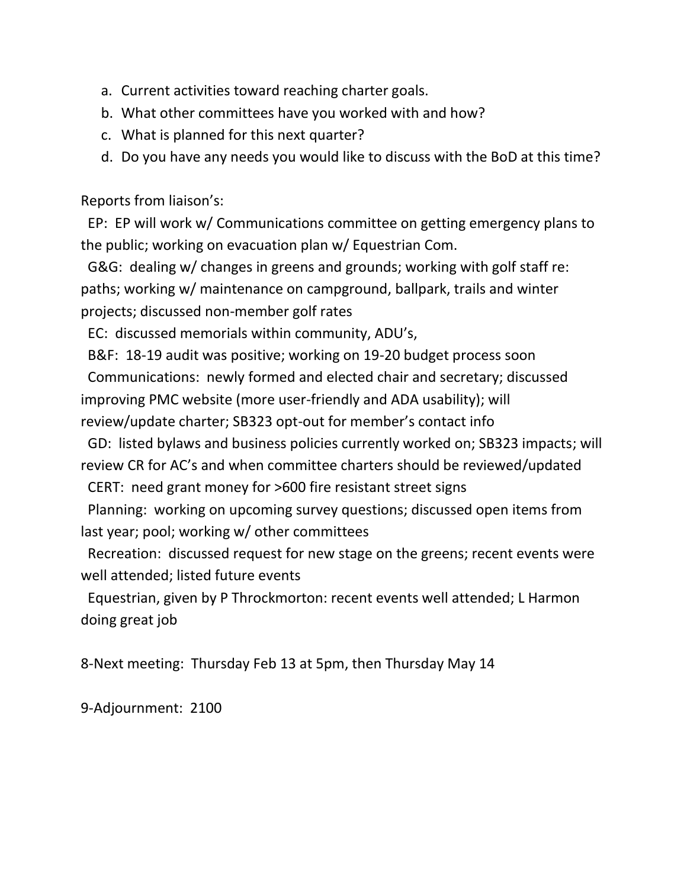a. Current activities toward reaching charter goals.
b. What other committees have you worked with and how?
c. What is planned for this next quarter?
d. Do you have any needs you would like to discuss with the BoD at this time?

Reports from liaison's:

EP: EP will work w/ Communications committee on getting emergency plans to the public; working on evacuation plan w/ Equestrian Com.

G&G: dealing w/ changes in greens and grounds; working with golf staff re: paths; working w/ maintenance on campground, ballpark, trails and winter projects; discussed non-member golf rates

EC: discussed memorials within community, ADU's,

B&F: 18-19 audit was positive; working on 19-20 budget process soon

Communications: newly formed and elected chair and secretary; discussed improving PMC website (more user-friendly and ADA usability); will review/update charter; SB323 opt-out for member's contact info

GD: listed bylaws and business policies currently worked on; SB323 impacts; will review CR for AC's and when committee charters should be reviewed/updated

CERT: need grant money for >600 fire resistant street signs

Planning: working on upcoming survey questions; discussed open items from last year; pool; working w/ other committees

Recreation: discussed request for new stage on the greens; recent events were well attended; listed future events

Equestrian, given by P Throckmorton: recent events well attended; L Harmon doing great job

8-Next meeting: Thursday Feb 13 at 5pm, then Thursday May 14

9-Adjournment: 2100